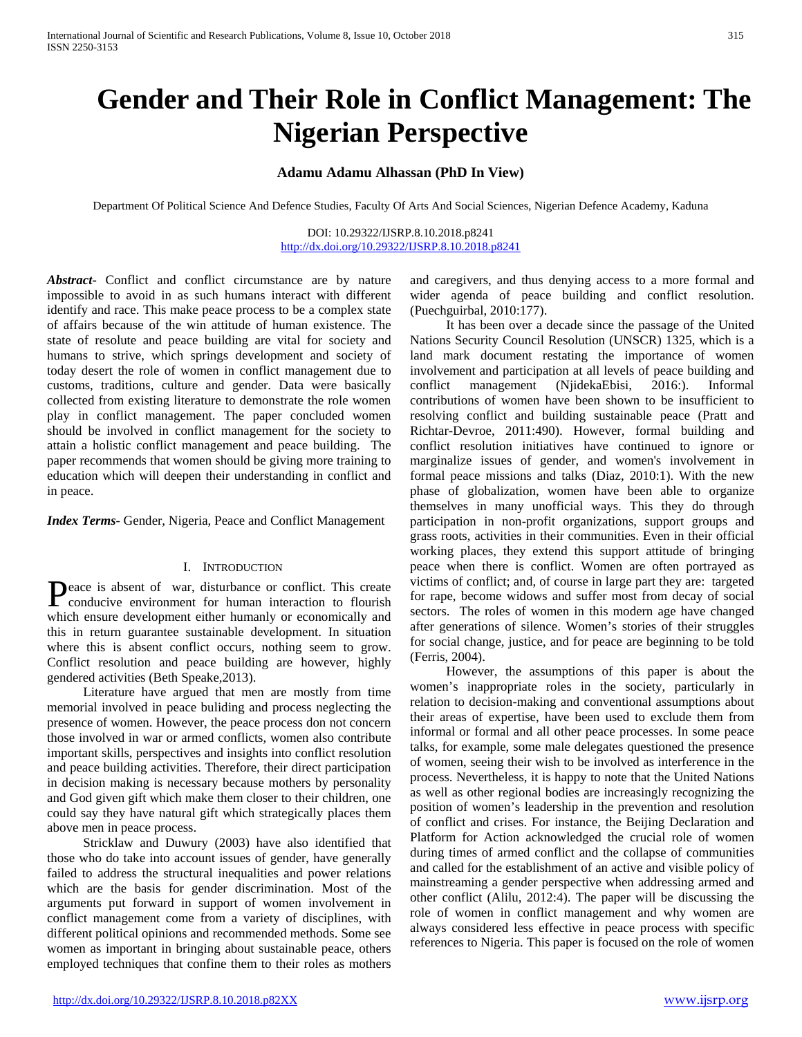# Gender and Their Role in Conflict Management: The Nigerian Perspective

**Adamu Adamu Alhassan (PhD In View)**

Department Of Political Science And Defence Studies, Faculty Of Arts And Social Sciences, Nigerian Defence Academy, Kaduna

DOI: 10.29322/IJSRP.8.10.2018.p8241
http://dx.doi.org/10.29322/IJSRP.8.10.2018.p8241

***Abstract***- Conflict and conflict circumstance are by nature impossible to avoid in as such humans interact with different identify and race. This make peace process to be a complex state of affairs because of the win attitude of human existence. The state of resolute and peace building are vital for society and humans to strive, which springs development and society of today desert the role of women in conflict management due to customs, traditions, culture and gender. Data were basically collected from existing literature to demonstrate the role women play in conflict management. The paper concluded women should be involved in conflict management for the society to attain a holistic conflict management and peace building. The paper recommends that women should be giving more training to education which will deepen their understanding in conflict and in peace.

***Index Terms***- Gender, Nigeria, Peace and Conflict Management

## I. INTRODUCTION

Peace is absent of war, disturbance or conflict. This create conducive environment for human interaction to flourish which ensure development either humanly or economically and this in return guarantee sustainable development. In situation where this is absent conflict occurs, nothing seem to grow. Conflict resolution and peace building are however, highly gendered activities (Beth Speake,2013).

Literature have argued that men are mostly from time memorial involved in peace buliding and process neglecting the presence of women. However, the peace process don not concern those involved in war or armed conflicts, women also contribute important skills, perspectives and insights into conflict resolution and peace building activities. Therefore, their direct participation in decision making is necessary because mothers by personality and God given gift which make them closer to their children, one could say they have natural gift which strategically places them above men in peace process.

Stricklaw and Duwury (2003) have also identified that those who do take into account issues of gender, have generally failed to address the structural inequalities and power relations which are the basis for gender discrimination. Most of the arguments put forward in support of women involvement in conflict management come from a variety of disciplines, with different political opinions and recommended methods. Some see women as important in bringing about sustainable peace, others employed techniques that confine them to their roles as mothers and caregivers, and thus denying access to a more formal and wider agenda of peace building and conflict resolution. (Puechguirbal, 2010:177).

It has been over a decade since the passage of the United Nations Security Council Resolution (UNSCR) 1325, which is a land mark document restating the importance of women involvement and participation at all levels of peace building and conflict management (NjidekaEbisi, 2016:). Informal contributions of women have been shown to be insufficient to resolving conflict and building sustainable peace (Pratt and Richtar-Devroe, 2011:490). However, formal building and conflict resolution initiatives have continued to ignore or marginalize issues of gender, and women's involvement in formal peace missions and talks (Diaz, 2010:1). With the new phase of globalization, women have been able to organize themselves in many unofficial ways. This they do through participation in non-profit organizations, support groups and grass roots, activities in their communities. Even in their official working places, they extend this support attitude of bringing peace when there is conflict. Women are often portrayed as victims of conflict; and, of course in large part they are: targeted for rape, become widows and suffer most from decay of social sectors. The roles of women in this modern age have changed after generations of silence. Women's stories of their struggles for social change, justice, and for peace are beginning to be told (Ferris, 2004).

However, the assumptions of this paper is about the women's inappropriate roles in the society, particularly in relation to decision-making and conventional assumptions about their areas of expertise, have been used to exclude them from informal or formal and all other peace processes. In some peace talks, for example, some male delegates questioned the presence of women, seeing their wish to be involved as interference in the process. Nevertheless, it is happy to note that the United Nations as well as other regional bodies are increasingly recognizing the position of women's leadership in the prevention and resolution of conflict and crises. For instance, the Beijing Declaration and Platform for Action acknowledged the crucial role of women during times of armed conflict and the collapse of communities and called for the establishment of an active and visible policy of mainstreaming a gender perspective when addressing armed and other conflict (Alilu, 2012:4). The paper will be discussing the role of women in conflict management and why women are always considered less effective in peace process with specific references to Nigeria. This paper is focused on the role of women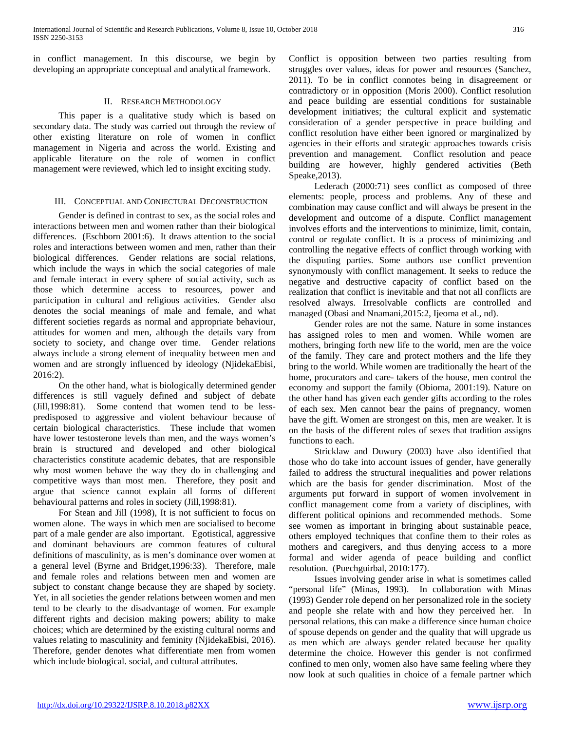in conflict management. In this discourse, we begin by developing an appropriate conceptual and analytical framework.

## II. Research Methodology

This paper is a qualitative study which is based on secondary data. The study was carried out through the review of other existing literature on role of women in conflict management in Nigeria and across the world. Existing and applicable literature on the role of women in conflict management were reviewed, which led to insight exciting study.

## III. Conceptual and Conjectural Deconstruction

Gender is defined in contrast to sex, as the social roles and interactions between men and women rather than their biological differences. (Eschborn 2001:6). It draws attention to the social roles and interactions between women and men, rather than their biological differences. Gender relations are social relations, which include the ways in which the social categories of male and female interact in every sphere of social activity, such as those which determine access to resources, power and participation in cultural and religious activities. Gender also denotes the social meanings of male and female, and what different societies regards as normal and appropriate behaviour, attitudes for women and men, although the details vary from society to society, and change over time. Gender relations always include a strong element of inequality between men and women and are strongly influenced by ideology (NjidekaEbisi, 2016:2).

On the other hand, what is biologically determined gender differences is still vaguely defined and subject of debate (Jill,1998:81). Some contend that women tend to be less-predisposed to aggressive and violent behaviour because of certain biological characteristics. These include that women have lower testosterone levels than men, and the ways women's brain is structured and developed and other biological characteristics constitute academic debates, that are responsible why most women behave the way they do in challenging and competitive ways than most men. Therefore, they posit and argue that science cannot explain all forms of different behavioural patterns and roles in society (Jill,1998:81).

For Stean and Jill (1998), It is not sufficient to focus on women alone. The ways in which men are socialised to become part of a male gender are also important. Egotistical, aggressive and dominant behaviours are common features of cultural definitions of masculinity, as is men's dominance over women at a general level (Byrne and Bridget,1996:33). Therefore, male and female roles and relations between men and women are subject to constant change because they are shaped by society. Yet, in all societies the gender relations between women and men tend to be clearly to the disadvantage of women. For example different rights and decision making powers; ability to make choices; which are determined by the existing cultural norms and values relating to masculinity and feminity (NjidekaEbisi, 2016). Therefore, gender denotes what differentiate men from women which include biological. social, and cultural attributes.

Conflict is opposition between two parties resulting from struggles over values, ideas for power and resources (Sanchez, 2011). To be in conflict connotes being in disagreement or contradictory or in opposition (Moris 2000). Conflict resolution and peace building are essential conditions for sustainable development initiatives; the cultural explicit and systematic consideration of a gender perspective in peace building and conflict resolution have either been ignored or marginalized by agencies in their efforts and strategic approaches towards crisis prevention and management. Conflict resolution and peace building are however, highly gendered activities (Beth Speake,2013).

Lederach (2000:71) sees conflict as composed of three elements: people, process and problems. Any of these and combination may cause conflict and will always be present in the development and outcome of a dispute. Conflict management involves efforts and the interventions to minimize, limit, contain, control or regulate conflict. It is a process of minimizing and controlling the negative effects of conflict through working with the disputing parties. Some authors use conflict prevention synonymously with conflict management. It seeks to reduce the negative and destructive capacity of conflict based on the realization that conflict is inevitable and that not all conflicts are resolved always. Irresolvable conflicts are controlled and managed (Obasi and Nnamani,2015:2, Ijeoma et al., nd).

Gender roles are not the same. Nature in some instances has assigned roles to men and women. While women are mothers, bringing forth new life to the world, men are the voice of the family. They care and protect mothers and the life they bring to the world. While women are traditionally the heart of the home, procurators and care- takers of the house, men control the economy and support the family (Obioma, 2001:19). Nature on the other hand has given each gender gifts according to the roles of each sex. Men cannot bear the pains of pregnancy, women have the gift. Women are strongest on this, men are weaker. It is on the basis of the different roles of sexes that tradition assigns functions to each.

Stricklaw and Duwury (2003) have also identified that those who do take into account issues of gender, have generally failed to address the structural inequalities and power relations which are the basis for gender discrimination. Most of the arguments put forward in support of women involvement in conflict management come from a variety of disciplines, with different political opinions and recommended methods. Some see women as important in bringing about sustainable peace, others employed techniques that confine them to their roles as mothers and caregivers, and thus denying access to a more formal and wider agenda of peace building and conflict resolution. (Puechguirbal, 2010:177).

Issues involving gender arise in what is sometimes called "personal life" (Minas, 1993). In collaboration with Minas (1993) Gender role depend on her personalized role in the society and people she relate with and how they perceived her. In personal relations, this can make a difference since human choice of spouse depends on gender and the quality that will upgrade us as men which are always gender related because her quality determine the choice. However this gender is not confirmed confined to men only, women also have same feeling where they now look at such qualities in choice of a female partner which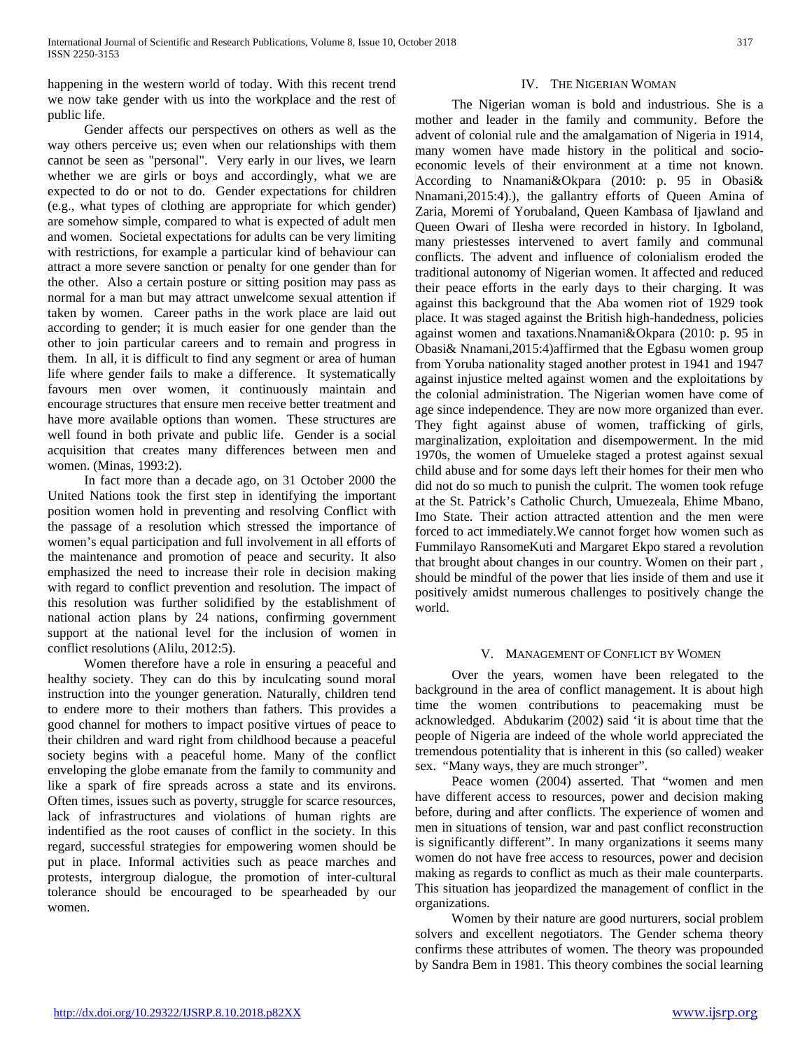happening in the western world of today. With this recent trend we now take gender with us into the workplace and the rest of public life.

Gender affects our perspectives on others as well as the way others perceive us; even when our relationships with them cannot be seen as "personal". Very early in our lives, we learn whether we are girls or boys and accordingly, what we are expected to do or not to do. Gender expectations for children (e.g., what types of clothing are appropriate for which gender) are somehow simple, compared to what is expected of adult men and women. Societal expectations for adults can be very limiting with restrictions, for example a particular kind of behaviour can attract a more severe sanction or penalty for one gender than for the other. Also a certain posture or sitting position may pass as normal for a man but may attract unwelcome sexual attention if taken by women. Career paths in the work place are laid out according to gender; it is much easier for one gender than the other to join particular careers and to remain and progress in them. In all, it is difficult to find any segment or area of human life where gender fails to make a difference. It systematically favours men over women, it continuously maintain and encourage structures that ensure men receive better treatment and have more available options than women. These structures are well found in both private and public life. Gender is a social acquisition that creates many differences between men and women. (Minas, 1993:2).

In fact more than a decade ago, on 31 October 2000 the United Nations took the first step in identifying the important position women hold in preventing and resolving Conflict with the passage of a resolution which stressed the importance of women's equal participation and full involvement in all efforts of the maintenance and promotion of peace and security. It also emphasized the need to increase their role in decision making with regard to conflict prevention and resolution. The impact of this resolution was further solidified by the establishment of national action plans by 24 nations, confirming government support at the national level for the inclusion of women in conflict resolutions (Alilu, 2012:5).

Women therefore have a role in ensuring a peaceful and healthy society. They can do this by inculcating sound moral instruction into the younger generation. Naturally, children tend to endere more to their mothers than fathers. This provides a good channel for mothers to impact positive virtues of peace to their children and ward right from childhood because a peaceful society begins with a peaceful home. Many of the conflict enveloping the globe emanate from the family to community and like a spark of fire spreads across a state and its environs. Often times, issues such as poverty, struggle for scarce resources, lack of infrastructures and violations of human rights are indentified as the root causes of conflict in the society. In this regard, successful strategies for empowering women should be put in place. Informal activities such as peace marches and protests, intergroup dialogue, the promotion of inter-cultural tolerance should be encouraged to be spearheaded by our women.

## IV. The Nigerian Woman

The Nigerian woman is bold and industrious. She is a mother and leader in the family and community. Before the advent of colonial rule and the amalgamation of Nigeria in 1914, many women have made history in the political and socio-economic levels of their environment at a time not known. According to Nnamani&Okpara (2010: p. 95 in Obasi& Nnamani,2015:4).), the gallantry efforts of Queen Amina of Zaria, Moremi of Yorubaland, Queen Kambasa of Ijawland and Queen Owari of Ilesha were recorded in history. In Igboland, many priestesses intervened to avert family and communal conflicts. The advent and influence of colonialism eroded the traditional autonomy of Nigerian women. It affected and reduced their peace efforts in the early days to their charging. It was against this background that the Aba women riot of 1929 took place. It was staged against the British high-handedness, policies against women and taxations.Nnamani&Okpara (2010: p. 95 in Obasi& Nnamani,2015:4)affirmed that the Egbasu women group from Yoruba nationality staged another protest in 1941 and 1947 against injustice melted against women and the exploitations by the colonial administration. The Nigerian women have come of age since independence. They are now more organized than ever. They fight against abuse of women, trafficking of girls, marginalization, exploitation and disempowerment. In the mid 1970s, the women of Umueleke staged a protest against sexual child abuse and for some days left their homes for their men who did not do so much to punish the culprit. The women took refuge at the St. Patrick's Catholic Church, Umuezeala, Ehime Mbano, Imo State. Their action attracted attention and the men were forced to act immediately.We cannot forget how women such as Fummilayo RansomeKuti and Margaret Ekpo stared a revolution that brought about changes in our country. Women on their part , should be mindful of the power that lies inside of them and use it positively amidst numerous challenges to positively change the world.

## V. Management of Conflict by Women

Over the years, women have been relegated to the background in the area of conflict management. It is about high time the women contributions to peacemaking must be acknowledged. Abdukarim (2002) said 'it is about time that the people of Nigeria are indeed of the whole world appreciated the tremendous potentiality that is inherent in this (so called) weaker sex. "Many ways, they are much stronger".

Peace women (2004) asserted. That "women and men have different access to resources, power and decision making before, during and after conflicts. The experience of women and men in situations of tension, war and past conflict reconstruction is significantly different". In many organizations it seems many women do not have free access to resources, power and decision making as regards to conflict as much as their male counterparts. This situation has jeopardized the management of conflict in the organizations.

Women by their nature are good nurturers, social problem solvers and excellent negotiators. The Gender schema theory confirms these attributes of women. The theory was propounded by Sandra Bem in 1981. This theory combines the social learning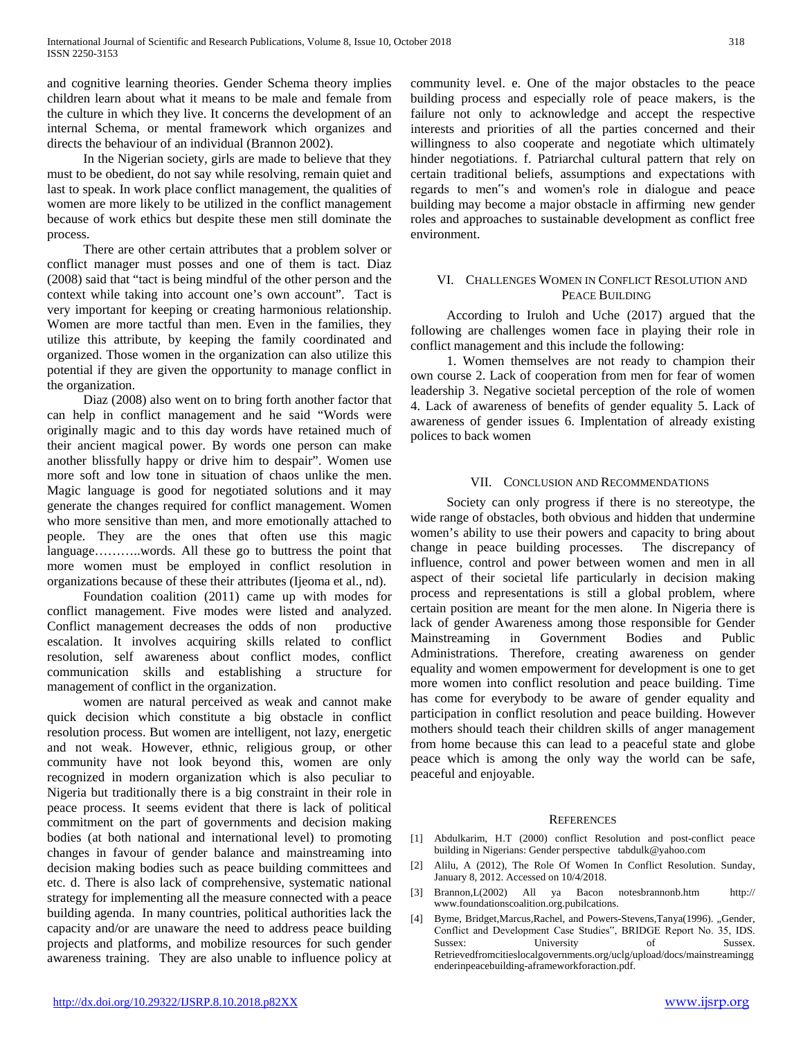and cognitive learning theories. Gender Schema theory implies children learn about what it means to be male and female from the culture in which they live. It concerns the development of an internal Schema, or mental framework which organizes and directs the behaviour of an individual (Brannon 2002).

In the Nigerian society, girls are made to believe that they must to be obedient, do not say while resolving, remain quiet and last to speak. In work place conflict management, the qualities of women are more likely to be utilized in the conflict management because of work ethics but despite these men still dominate the process.

There are other certain attributes that a problem solver or conflict manager must posses and one of them is tact. Diaz (2008) said that "tact is being mindful of the other person and the context while taking into account one's own account". Tact is very important for keeping or creating harmonious relationship. Women are more tactful than men. Even in the families, they utilize this attribute, by keeping the family coordinated and organized. Those women in the organization can also utilize this potential if they are given the opportunity to manage conflict in the organization.

Diaz (2008) also went on to bring forth another factor that can help in conflict management and he said "Words were originally magic and to this day words have retained much of their ancient magical power. By words one person can make another blissfully happy or drive him to despair". Women use more soft and low tone in situation of chaos unlike the men. Magic language is good for negotiated solutions and it may generate the changes required for conflict management. Women who more sensitive than men, and more emotionally attached to people. They are the ones that often use this magic language………..words. All these go to buttress the point that more women must be employed in conflict resolution in organizations because of these their attributes (Ijeoma et al., nd).

Foundation coalition (2011) came up with modes for conflict management. Five modes were listed and analyzed. Conflict management decreases the odds of non productive escalation. It involves acquiring skills related to conflict resolution, self awareness about conflict modes, conflict communication skills and establishing a structure for management of conflict in the organization.

women are natural perceived as weak and cannot make quick decision which constitute a big obstacle in conflict resolution process. But women are intelligent, not lazy, energetic and not weak. However, ethnic, religious group, or other community have not look beyond this, women are only recognized in modern organization which is also peculiar to Nigeria but traditionally there is a big constraint in their role in peace process. It seems evident that there is lack of political commitment on the part of governments and decision making bodies (at both national and international level) to promoting changes in favour of gender balance and mainstreaming into decision making bodies such as peace building committees and etc. d. There is also lack of comprehensive, systematic national strategy for implementing all the measure connected with a peace building agenda. In many countries, political authorities lack the capacity and/or are unaware the need to address peace building projects and platforms, and mobilize resources for such gender awareness training. They are also unable to influence policy at community level. e. One of the major obstacles to the peace building process and especially role of peace makers, is the failure not only to acknowledge and accept the respective interests and priorities of all the parties concerned and their willingness to also cooperate and negotiate which ultimately hinder negotiations. f. Patriarchal cultural pattern that rely on certain traditional beliefs, assumptions and expectations with regards to men"s and women's role in dialogue and peace building may become a major obstacle in affirming new gender roles and approaches to sustainable development as conflict free environment.

## VI. Challenges Women in Conflict Resolution and Peace Building

According to Iruloh and Uche (2017) argued that the following are challenges women face in playing their role in conflict management and this include the following:

1. Women themselves are not ready to champion their own course 2. Lack of cooperation from men for fear of women leadership 3. Negative societal perception of the role of women 4. Lack of awareness of benefits of gender equality 5. Lack of awareness of gender issues 6. Implentation of already existing polices to back women

## VII. Conclusion and Recommendations

Society can only progress if there is no stereotype, the wide range of obstacles, both obvious and hidden that undermine women's ability to use their powers and capacity to bring about change in peace building processes. The discrepancy of influence, control and power between women and men in all aspect of their societal life particularly in decision making process and representations is still a global problem, where certain position are meant for the men alone. In Nigeria there is lack of gender Awareness among those responsible for Gender Mainstreaming in Government Bodies and Public Administrations. Therefore, creating awareness on gender equality and women empowerment for development is one to get more women into conflict resolution and peace building. Time has come for everybody to be aware of gender equality and participation in conflict resolution and peace building. However mothers should teach their children skills of anger management from home because this can lead to a peaceful state and globe peace which is among the only way the world can be safe, peaceful and enjoyable.

## References

[1] Abdulkarim, H.T (2000) conflict Resolution and post-conflict peace building in Nigerians: Gender perspective tabdulk@yahoo.com

[2] Alilu, A (2012), The Role Of Women In Conflict Resolution. Sunday, January 8, 2012. Accessed on 10/4/2018.

[3] Brannon,L(2002) All ya Bacon notesbrannonb.htm http:// www.foundationscoalition.org.pubilcations.

[4] Byme, Bridget,Marcus,Rachel, and Powers-Stevens,Tanya(1996). „Gender, Conflict and Development Case Studies", BRIDGE Report No. 35, IDS. Sussex: University of Sussex. Retrievedfromcitieslocalgovernments.org/uclg/upload/docs/mainstreaminggenderinpeacebuilding-aframeworkforaction.pdf.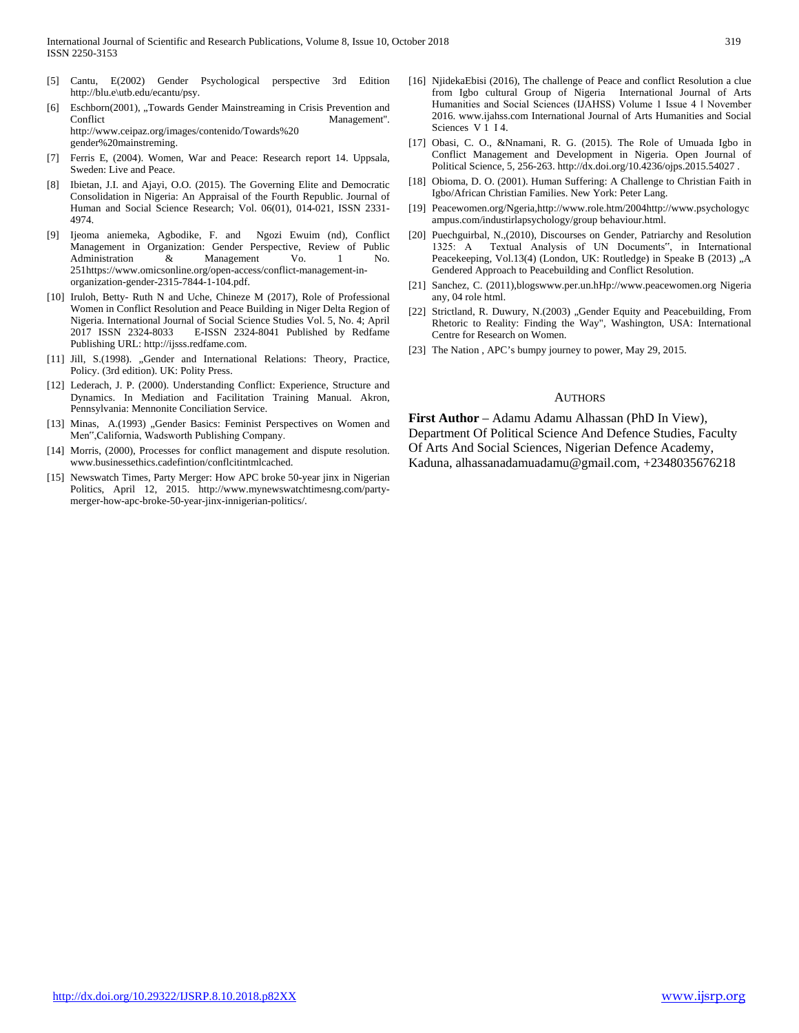[5] Cantu, E(2002) Gender Psychological perspective 3rd Edition http://blu.e\utb.edu/ecantu/psy.

[6] Eschborn(2001), „Towards Gender Mainstreaming in Crisis Prevention and Conflict Management". http://www.ceipaz.org/images/contenido/Towards%20 gender%20mainstreming.

[7] Ferris E, (2004). Women, War and Peace: Research report 14. Uppsala, Sweden: Live and Peace.

[8] Ibietan, J.I. and Ajayi, O.O. (2015). The Governing Elite and Democratic Consolidation in Nigeria: An Appraisal of the Fourth Republic. Journal of Human and Social Science Research; Vol. 06(01), 014-021, ISSN 2331-4974.

[9] Ijeoma aniemeka, Agbodike, F. and Ngozi Ewuim (nd), Conflict Management in Organization: Gender Perspective, Review of Public Administration & Management Vo. 1 No. 251https://www.omicsonline.org/open-access/conflict-management-in-organization-gender-2315-7844-1-104.pdf.

[10] Iruloh, Betty- Ruth N and Uche, Chineze M (2017), Role of Professional Women in Conflict Resolution and Peace Building in Niger Delta Region of Nigeria. International Journal of Social Science Studies Vol. 5, No. 4; April 2017 ISSN 2324-8033 E-ISSN 2324-8041 Published by Redfame Publishing URL: http://ijsss.redfame.com.

[11] Jill, S.(1998). „Gender and International Relations: Theory, Practice, Policy. (3rd edition). UK: Polity Press.

[12] Lederach, J. P. (2000). Understanding Conflict: Experience, Structure and Dynamics. In Mediation and Facilitation Training Manual. Akron, Pennsylvania: Mennonite Conciliation Service.

[13] Minas, A.(1993) „Gender Basics: Feminist Perspectives on Women and Men",California, Wadsworth Publishing Company.

[14] Morris, (2000), Processes for conflict management and dispute resolution. www.businessethics.cadefintion/conflcitintmlcached.

[15] Newswatch Times, Party Merger: How APC broke 50-year jinx in Nigerian Politics, April 12, 2015. http://www.mynewswatchtimesng.com/party-merger-how-apc-broke-50-year-jinx-innigerian-politics/.

[16] NjidekaEbisi (2016), The challenge of Peace and conflict Resolution a clue from Igbo cultural Group of Nigeria International Journal of Arts Humanities and Social Sciences (IJAHSS) Volume 1 Issue 4 ǀ November 2016. www.ijahss.com International Journal of Arts Humanities and Social Sciences V 1 I 4.

[17] Obasi, C. O., &Nnamani, R. G. (2015). The Role of Umuada Igbo in Conflict Management and Development in Nigeria. Open Journal of Political Science, 5, 256-263. http://dx.doi.org/10.4236/ojps.2015.54027 .

[18] Obioma, D. O. (2001). Human Suffering: A Challenge to Christian Faith in Igbo/African Christian Families. New York: Peter Lang.

[19] Peacewomen.org/Ngeria,http://www.role.htm/2004http://www.psychologycampus.com/industirlapsychology/group behaviour.html.

[20] Puechguirbal, N.,(2010), Discourses on Gender, Patriarchy and Resolution 1325: A Textual Analysis of UN Documents", in International Peacekeeping, Vol.13(4) (London, UK: Routledge) in Speake B (2013) „A Gendered Approach to Peacebuilding and Conflict Resolution.

[21] Sanchez, C. (2011),blogswww.per.un.hHp://www.peacewomen.org Nigeria any, 04 role html.

[22] Strictland, R. Duwury, N.(2003) „Gender Equity and Peacebuilding, From Rhetoric to Reality: Finding the Way", Washington, USA: International Centre for Research on Women.

[23] The Nation , APC's bumpy journey to power, May 29, 2015.

## AUTHORS

**First Author** – Adamu Adamu Alhassan (PhD In View), Department Of Political Science And Defence Studies, Faculty Of Arts And Social Sciences, Nigerian Defence Academy, Kaduna, alhassanadamuadamu@gmail.com, +2348035676218